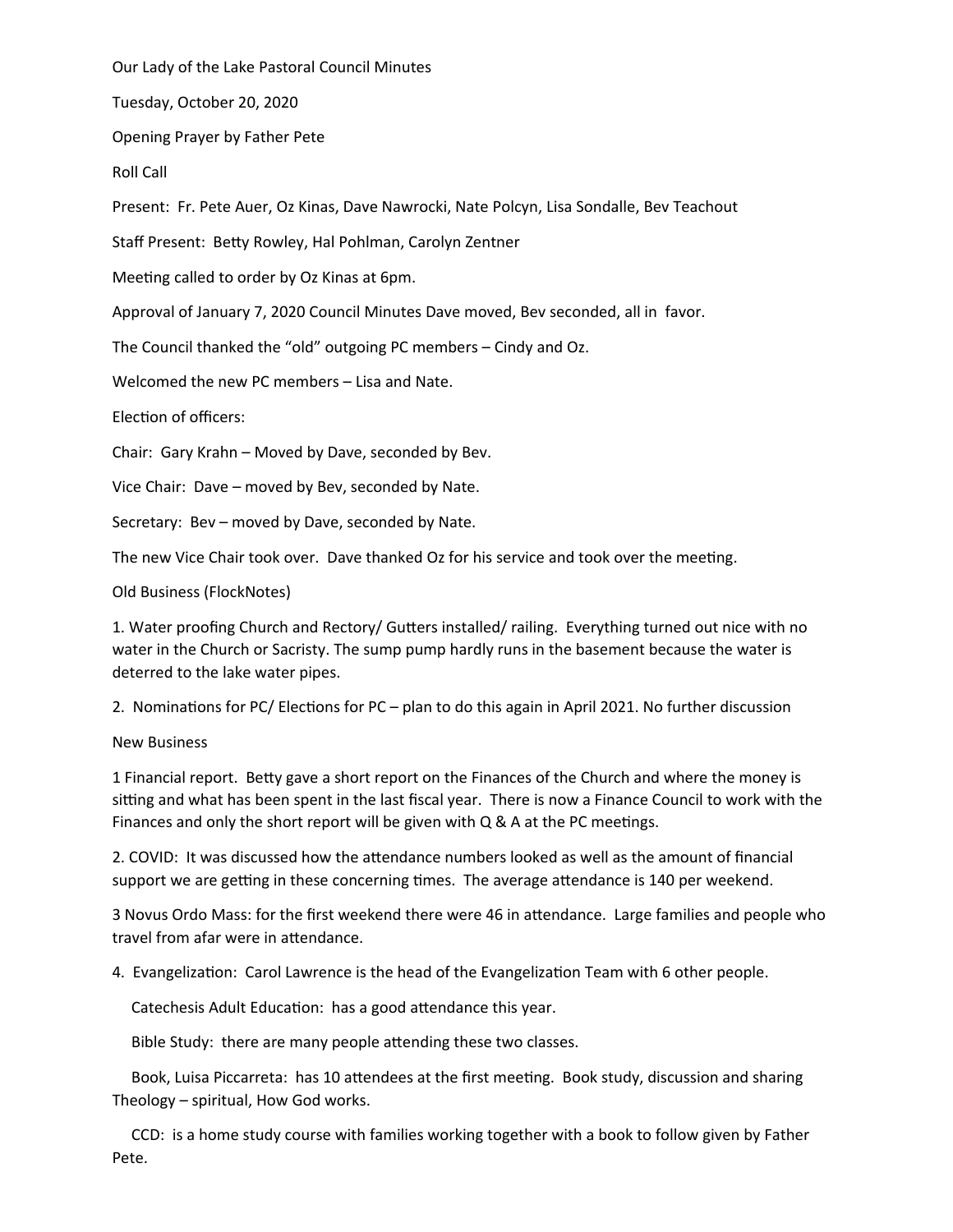Our Lady of the Lake Pastoral Council Minutes

Tuesday, October 20, 2020

Opening Prayer by Father Pete

Roll Call

Present: Fr. Pete Auer, Oz Kinas, Dave Nawrocki, Nate Polcyn, Lisa Sondalle, Bev Teachout

Staff Present: Betty Rowley, Hal Pohlman, Carolyn Zentner

Meeting called to order by Oz Kinas at 6pm.

Approval of January 7, 2020 Council Minutes Dave moved, Bev seconded, all in favor.

The Council thanked the "old" outgoing PC members – Cindy and Oz.

Welcomed the new PC members – Lisa and Nate.

Election of officers:

Chair: Gary Krahn – Moved by Dave, seconded by Bev.

Vice Chair: Dave – moved by Bev, seconded by Nate.

Secretary: Bev – moved by Dave, seconded by Nate.

The new Vice Chair took over. Dave thanked Oz for his service and took over the meeting.

Old Business (FlockNotes)

1. Water proofing Church and Rectory/ Gutters installed/ railing. Everything turned out nice with no water in the Church or Sacristy. The sump pump hardly runs in the basement because the water is deterred to the lake water pipes.

2. Nominations for PC/ Elections for PC – plan to do this again in April 2021. No further discussion

New Business

1 Financial report. Betty gave a short report on the Finances of the Church and where the money is sitting and what has been spent in the last fiscal year. There is now a Finance Council to work with the Finances and only the short report will be given with Q & A at the PC meetings.

2. COVID: It was discussed how the attendance numbers looked as well as the amount of financial support we are getting in these concerning times. The average attendance is 140 per weekend.

3 Novus Ordo Mass: for the first weekend there were 46 in attendance. Large families and people who travel from afar were in attendance.

4. Evangelization: Carol Lawrence is the head of the Evangelization Team with 6 other people.

Catechesis Adult Education: has a good attendance this year.

Bible Study: there are many people attending these two classes.

Book, Luisa Piccarreta: has 10 attendees at the first meeting. Book study, discussion and sharing Theology – spiritual, How God works.

CCD: is a home study course with families working together with a book to follow given by Father Pete.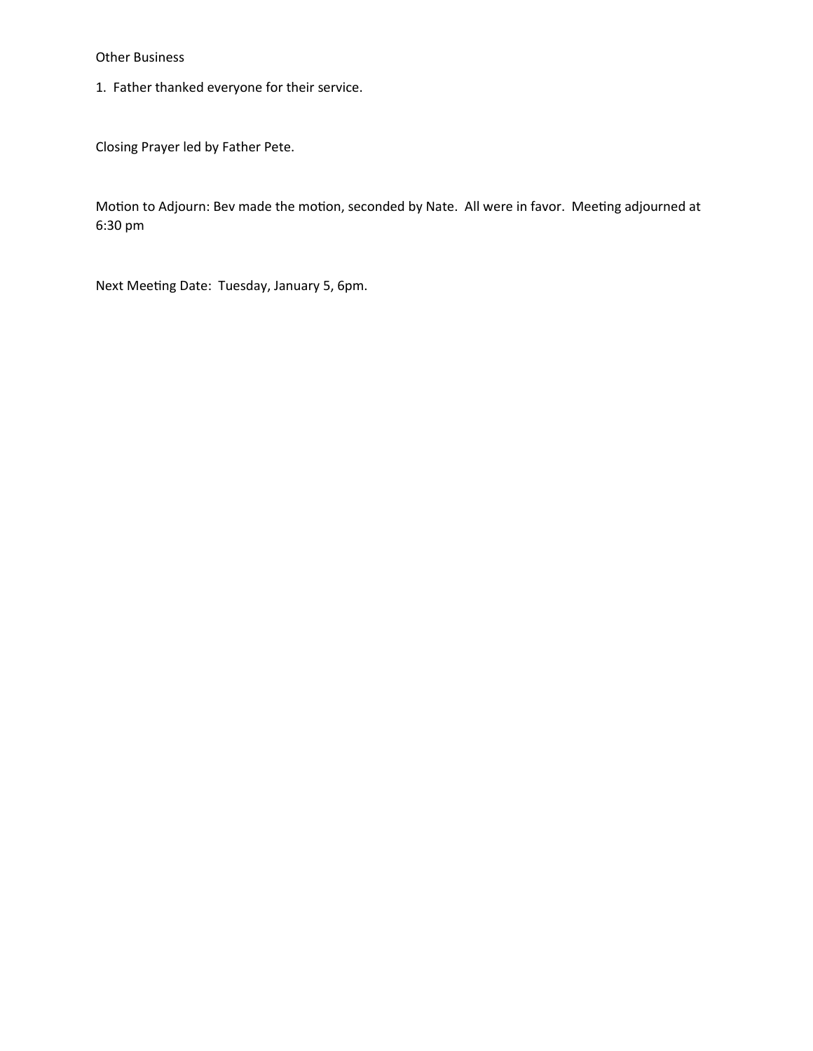Other Business

1. Father thanked everyone for their service.

Closing Prayer led by Father Pete.

Motion to Adjourn: Bev made the motion, seconded by Nate. All were in favor. Meeting adjourned at 6:30 pm

Next Meeting Date: Tuesday, January 5, 6pm.